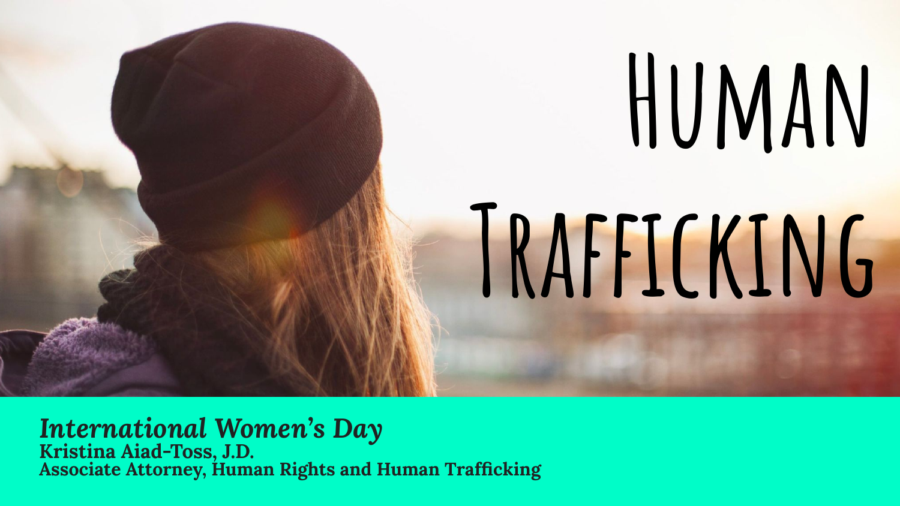# Human Trafficking

*International Women's Day*
**Kristina Aiad-Toss, J.D.**
**Associate Attorney, Human Rights and Human Trafficking**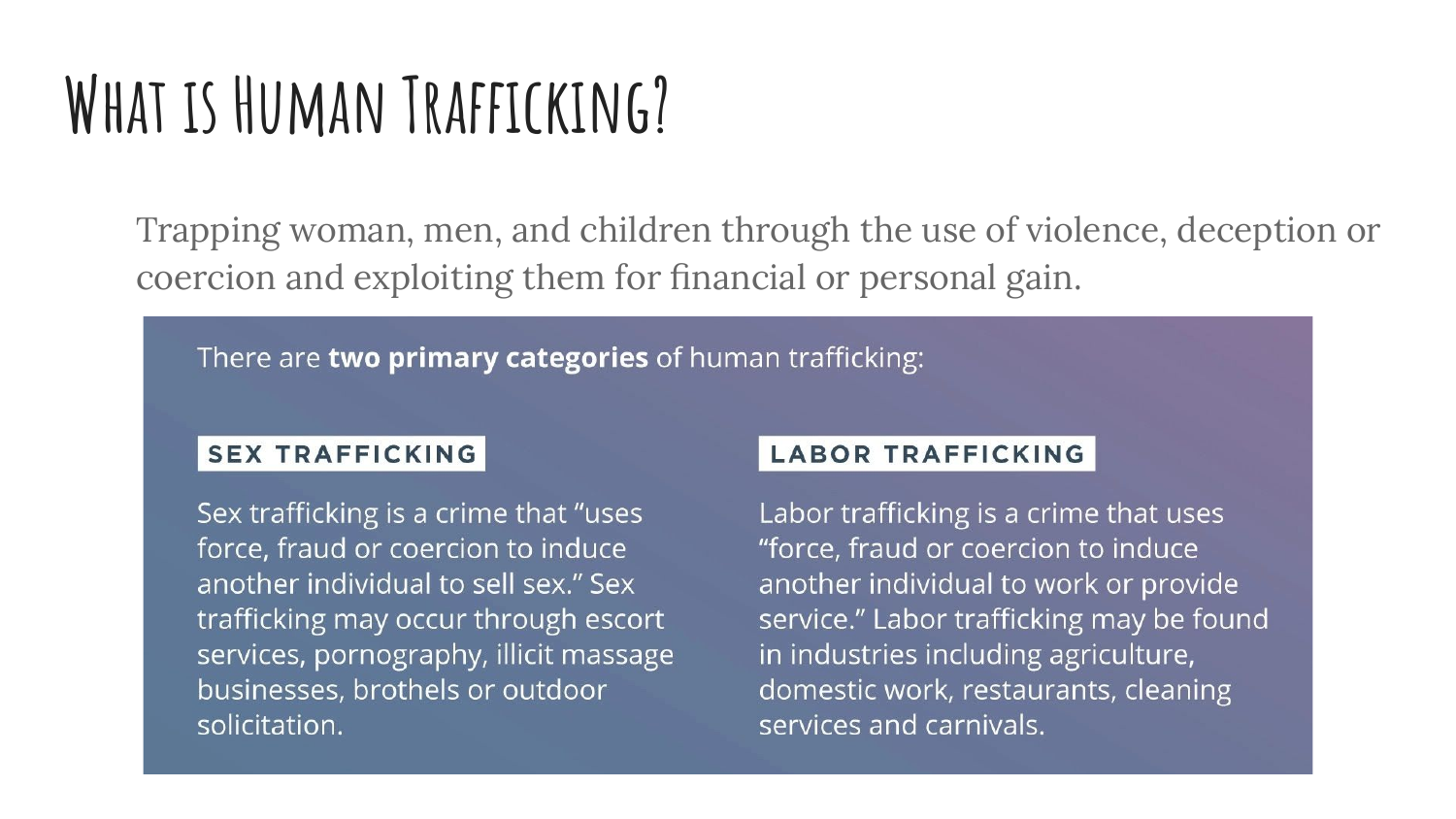# What is Human Trafficking?

Trapping woman, men, and children through the use of violence, deception or coercion and exploiting them for financial or personal gain.

There are **two primary categories** of human trafficking:

**SEX TRAFFICKING**

Sex trafficking is a crime that "uses force, fraud or coercion to induce another individual to sell sex." Sex trafficking may occur through escort services, pornography, illicit massage businesses, brothels or outdoor solicitation.

**LABOR TRAFFICKING**

Labor trafficking is a crime that uses "force, fraud or coercion to induce another individual to work or provide service." Labor trafficking may be found in industries including agriculture, domestic work, restaurants, cleaning services and carnivals.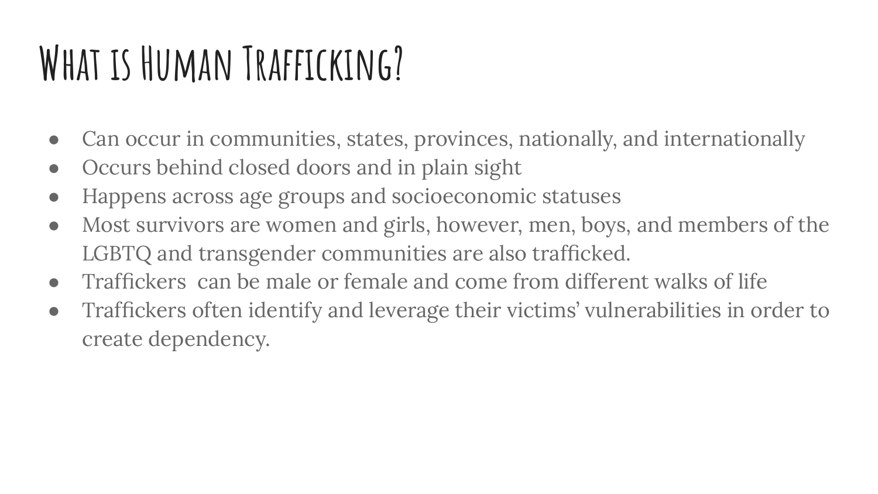# What is Human Trafficking?

- Can occur in communities, states, provinces, nationally, and internationally
- Occurs behind closed doors and in plain sight
- Happens across age groups and socioeconomic statuses
- Most survivors are women and girls, however, men, boys, and members of the LGBTQ and transgender communities are also trafficked.
- Traffickers  can be male or female and come from different walks of life
- Traffickers often identify and leverage their victims' vulnerabilities in order to create dependency.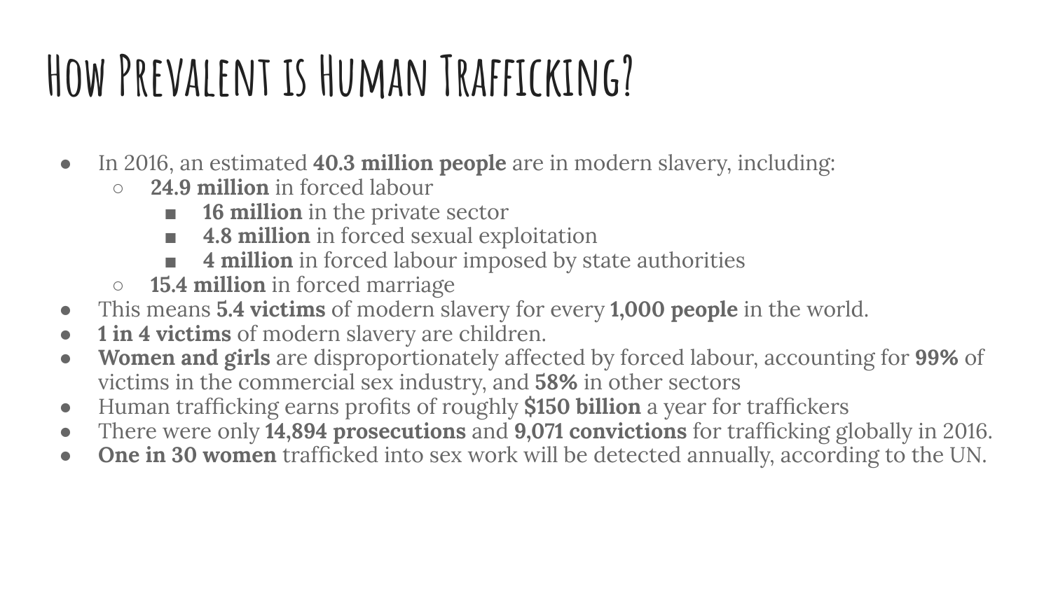# How Prevalent is Human Trafficking?

- In 2016, an estimated **40.3 million people** are in modern slavery, including:
  - **24.9 million** in forced labour
    - **16 million** in the private sector
    - **4.8 million** in forced sexual exploitation
    - **4 million** in forced labour imposed by state authorities
  - **15.4 million** in forced marriage
- This means **5.4 victims** of modern slavery for every **1,000 people** in the world.
- **1 in 4 victims** of modern slavery are children.
- **Women and girls** are disproportionately affected by forced labour, accounting for **99%** of victims in the commercial sex industry, and **58%** in other sectors
- Human trafficking earns profits of roughly **$150 billion** a year for traffickers
- There were only **14,894 prosecutions** and **9,071 convictions** for trafficking globally in 2016.
- **One in 30 women** trafficked into sex work will be detected annually, according to the UN.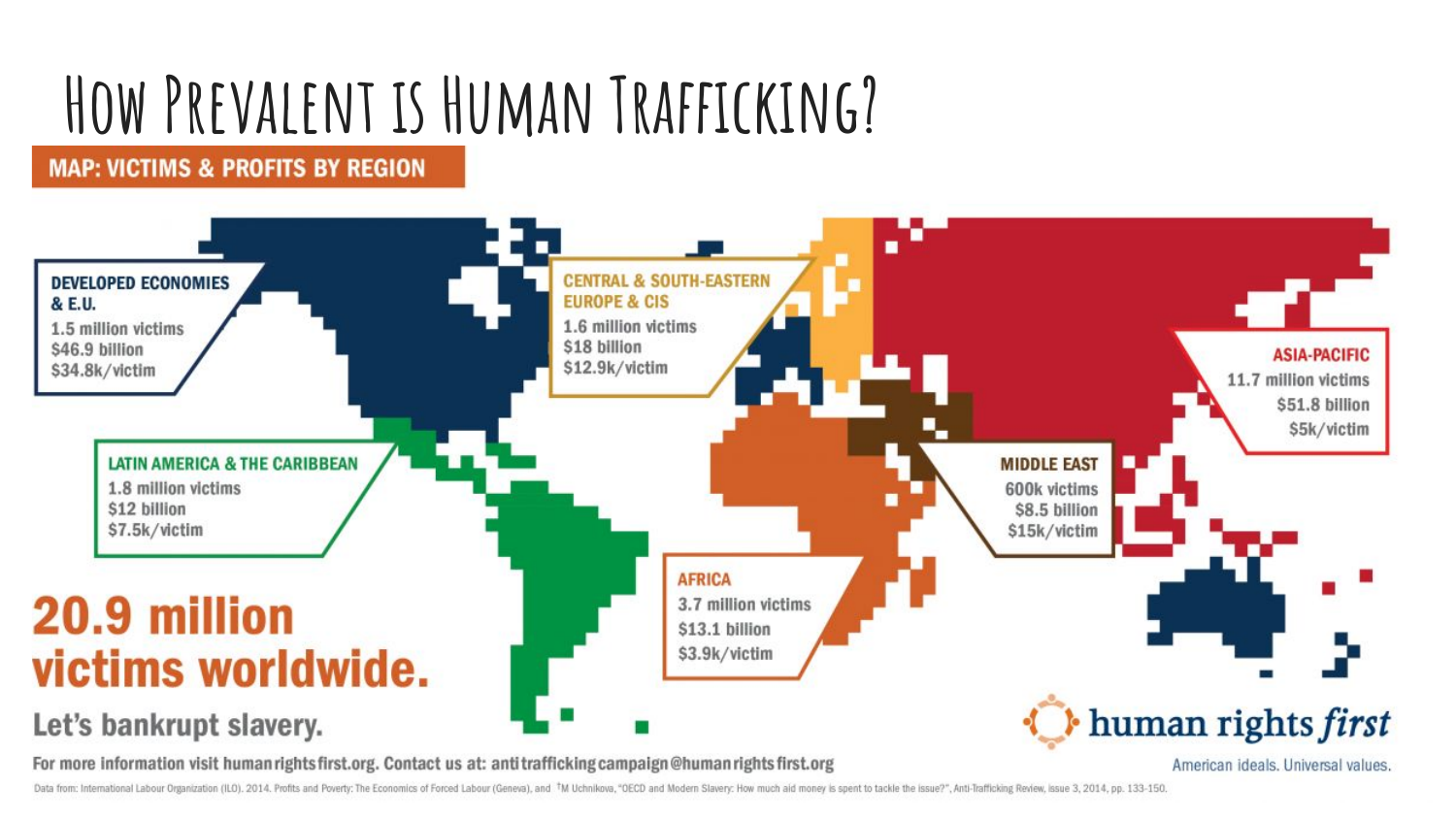# How Prevalent is Human Trafficking?

**MAP: VICTIMS & PROFITS BY REGION**

**DEVELOPED ECONOMIES & E.U.**
1.5 million victims
$46.9 billion
$34.8k/victim

**CENTRAL & SOUTH-EASTERN EUROPE & CIS**
1.6 million victims
$18 billion
$12.9k/victim

**ASIA-PACIFIC**
11.7 million victims
$51.8 billion
$5k/victim

**LATIN AMERICA & THE CARIBBEAN**
1.8 million victims
$12 billion
$7.5k/victim

**MIDDLE EAST**
600k victims
$8.5 billion
$15k/victim

**AFRICA**
3.7 million victims
$13.1 billion
$3.9k/victim

**20.9 million victims worldwide.**

**Let's bankrupt slavery.**

human rights *first*

American ideals. Universal values.

For more information visit humanrightsfirst.org. Contact us at: antitraffickingcampaign@humanrightsfirst.org

Data from: International Labour Organization (ILO). 2014. Profits and Poverty: The Economics of Forced Labour (Geneva), and †M Uchnikova, "OECD and Modern Slavery: How much aid money is spent to tackle the issue?", Anti-Trafficking Review, issue 3, 2014, pp. 133-150.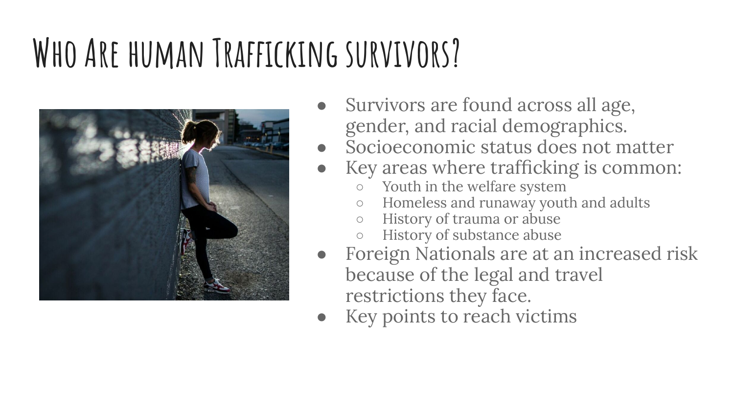# Who Are human Trafficking survivors?

- Survivors are found across all age, gender, and racial demographics.
- Socioeconomic status does not matter
- Key areas where trafficking is common:
  - Youth in the welfare system
  - Homeless and runaway youth and adults
  - History of trauma or abuse
  - History of substance abuse
- Foreign Nationals are at an increased risk because of the legal and travel restrictions they face.
- Key points to reach victims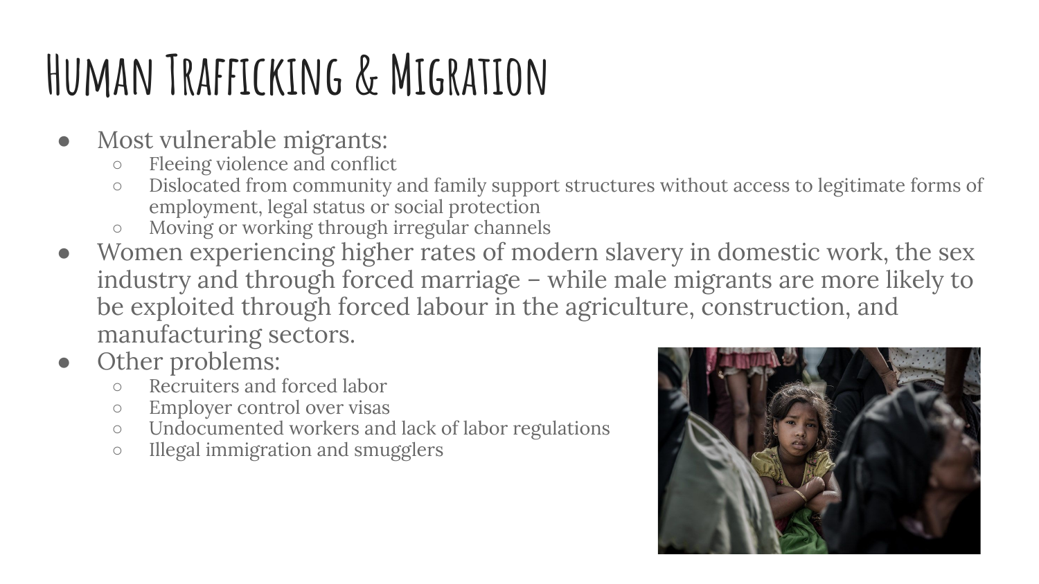# Human Trafficking & Migration

- Most vulnerable migrants:
  - Fleeing violence and conflict
  - Dislocated from community and family support structures without access to legitimate forms of employment, legal status or social protection
  - Moving or working through irregular channels
- Women experiencing higher rates of modern slavery in domestic work, the sex industry and through forced marriage – while male migrants are more likely to be exploited through forced labour in the agriculture, construction, and manufacturing sectors.
- Other problems:
  - Recruiters and forced labor
  - Employer control over visas
  - Undocumented workers and lack of labor regulations
  - Illegal immigration and smugglers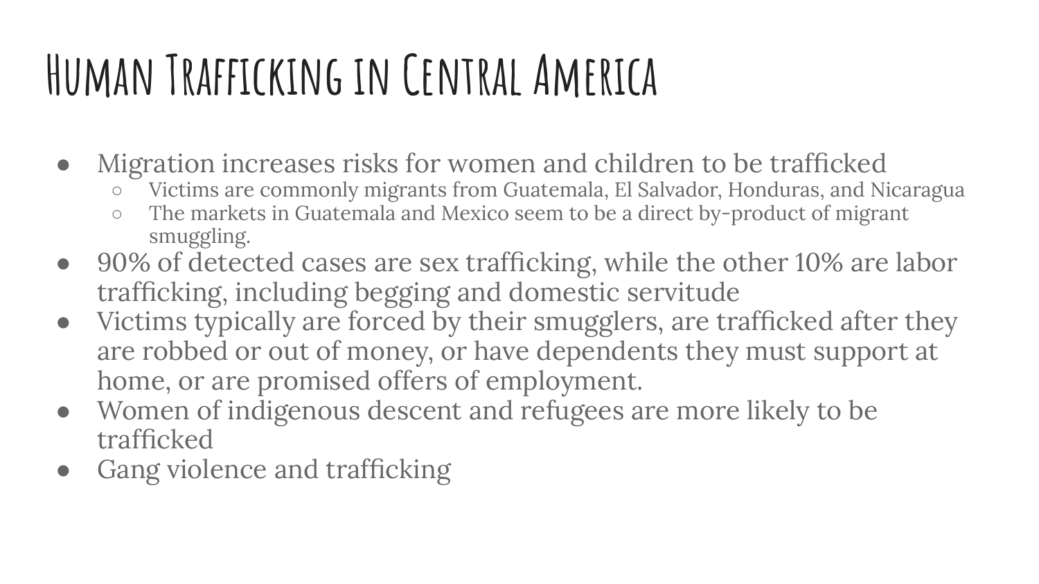# Human Trafficking in Central America

- Migration increases risks for women and children to be trafficked
  - Victims are commonly migrants from Guatemala, El Salvador, Honduras, and Nicaragua
  - The markets in Guatemala and Mexico seem to be a direct by-product of migrant smuggling.
- 90% of detected cases are sex trafficking, while the other 10% are labor trafficking, including begging and domestic servitude
- Victims typically are forced by their smugglers, are trafficked after they are robbed or out of money, or have dependents they must support at home, or are promised offers of employment.
- Women of indigenous descent and refugees are more likely to be trafficked
- Gang violence and trafficking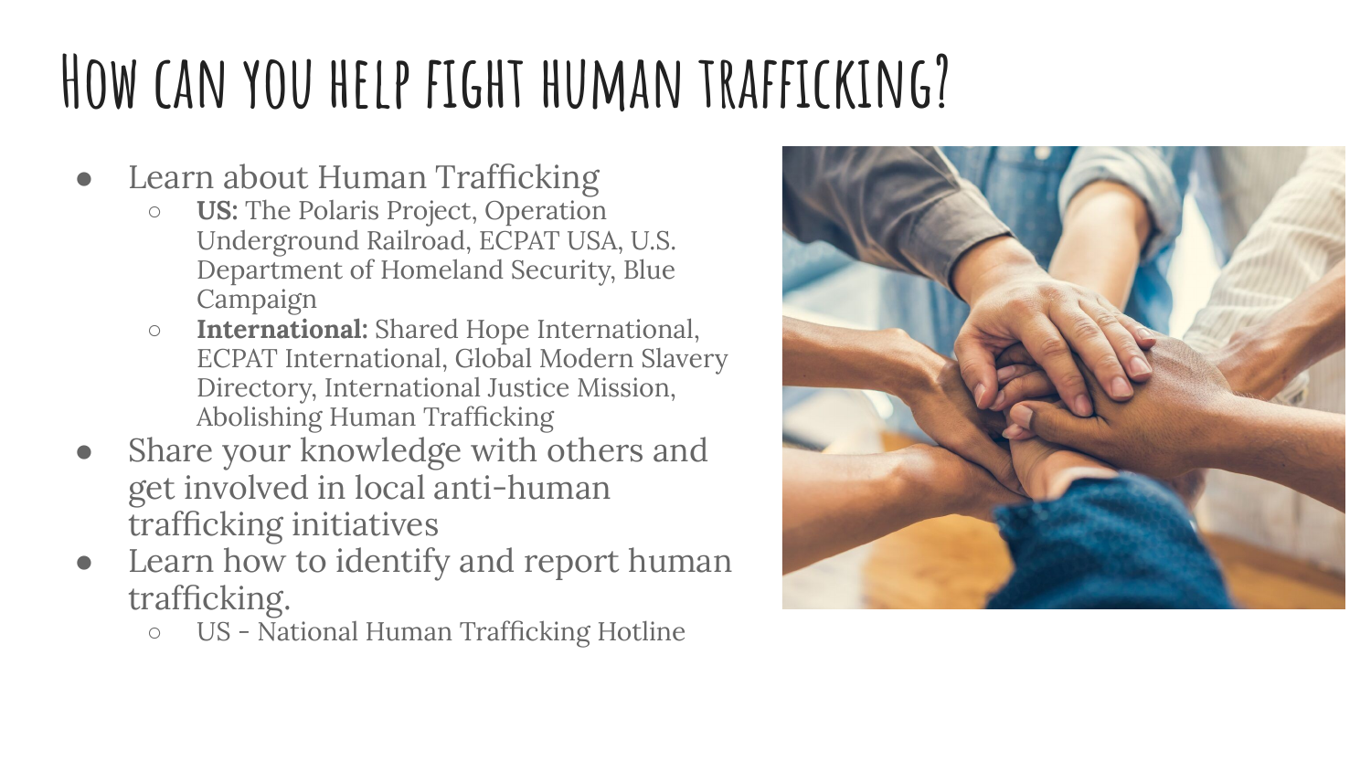# How can you help fight human trafficking?

- Learn about Human Trafficking
  - **US:** The Polaris Project, Operation Underground Railroad, ECPAT USA, U.S. Department of Homeland Security, Blue Campaign
  - **International:** Shared Hope International, ECPAT International, Global Modern Slavery Directory, International Justice Mission, Abolishing Human Trafficking
- Share your knowledge with others and get involved in local anti-human trafficking initiatives
- Learn how to identify and report human trafficking.
  - US - National Human Trafficking Hotline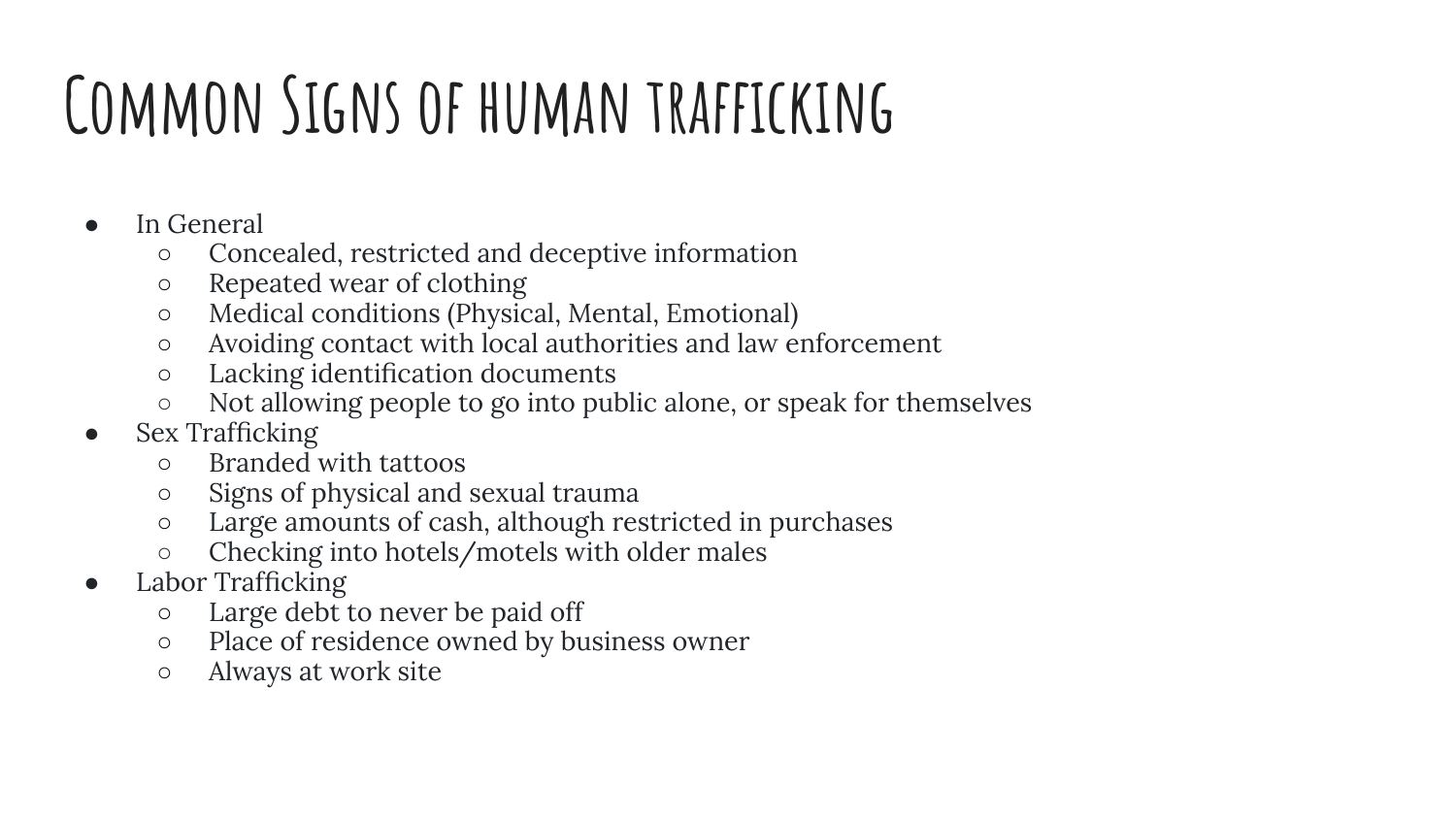# Common Signs of human trafficking

- In General
  - Concealed, restricted and deceptive information
  - Repeated wear of clothing
  - Medical conditions (Physical, Mental, Emotional)
  - Avoiding contact with local authorities and law enforcement
  - Lacking identification documents
  - Not allowing people to go into public alone, or speak for themselves
- Sex Trafficking
  - Branded with tattoos
  - Signs of physical and sexual trauma
  - Large amounts of cash, although restricted in purchases
  - Checking into hotels/motels with older males
- Labor Trafficking
  - Large debt to never be paid off
  - Place of residence owned by business owner
  - Always at work site